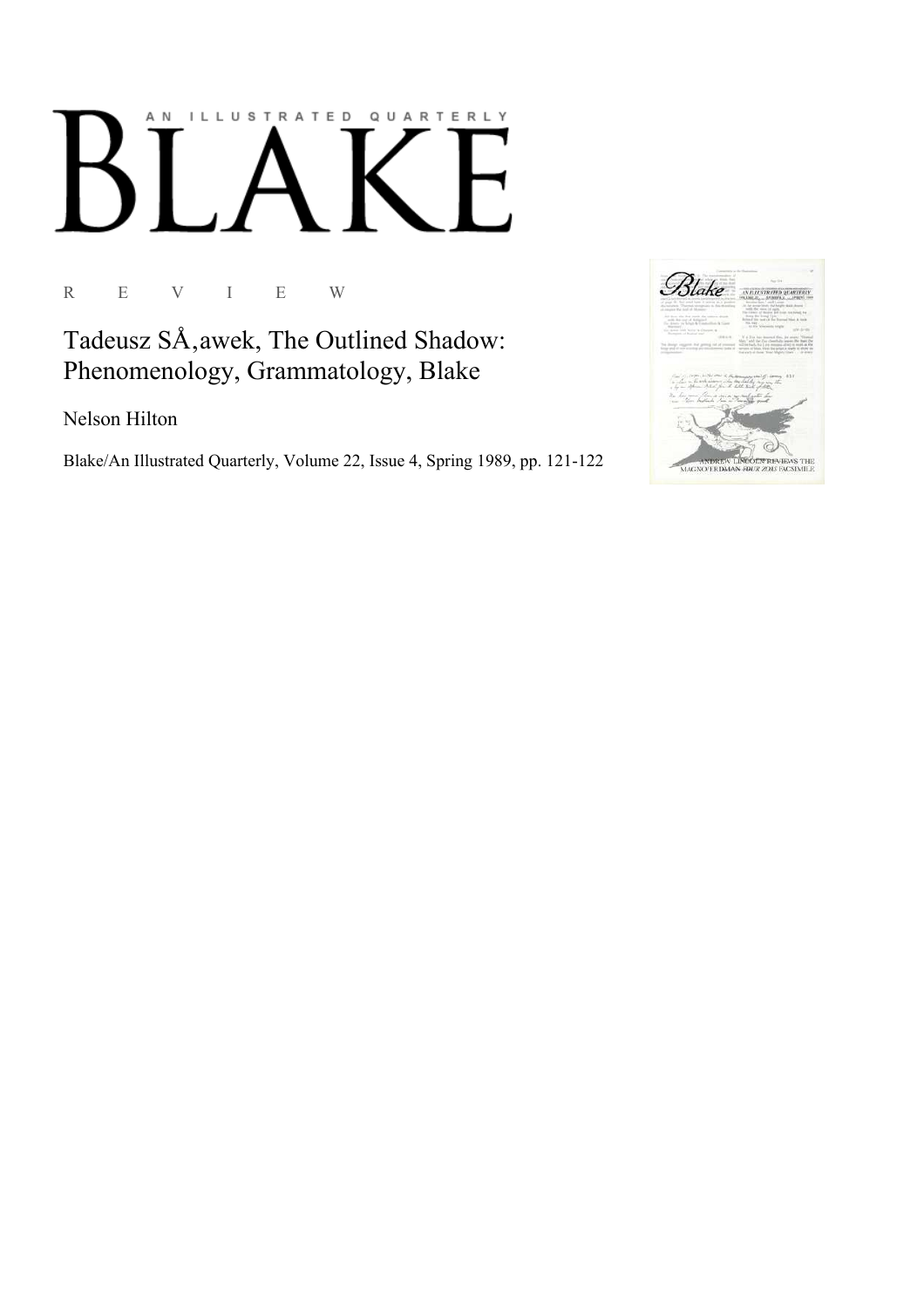# AN ILLUSTRATED QUARTERLY

# BLAKE

R E V I E W

## Tadeusz SÅ‚awek, The Outlined Shadow: Phenomenology, Grammatology, Blake

Nelson Hilton

Blake/An Illustrated Quarterly, Volume 22, Issue 4, Spring 1989, pp. 121-122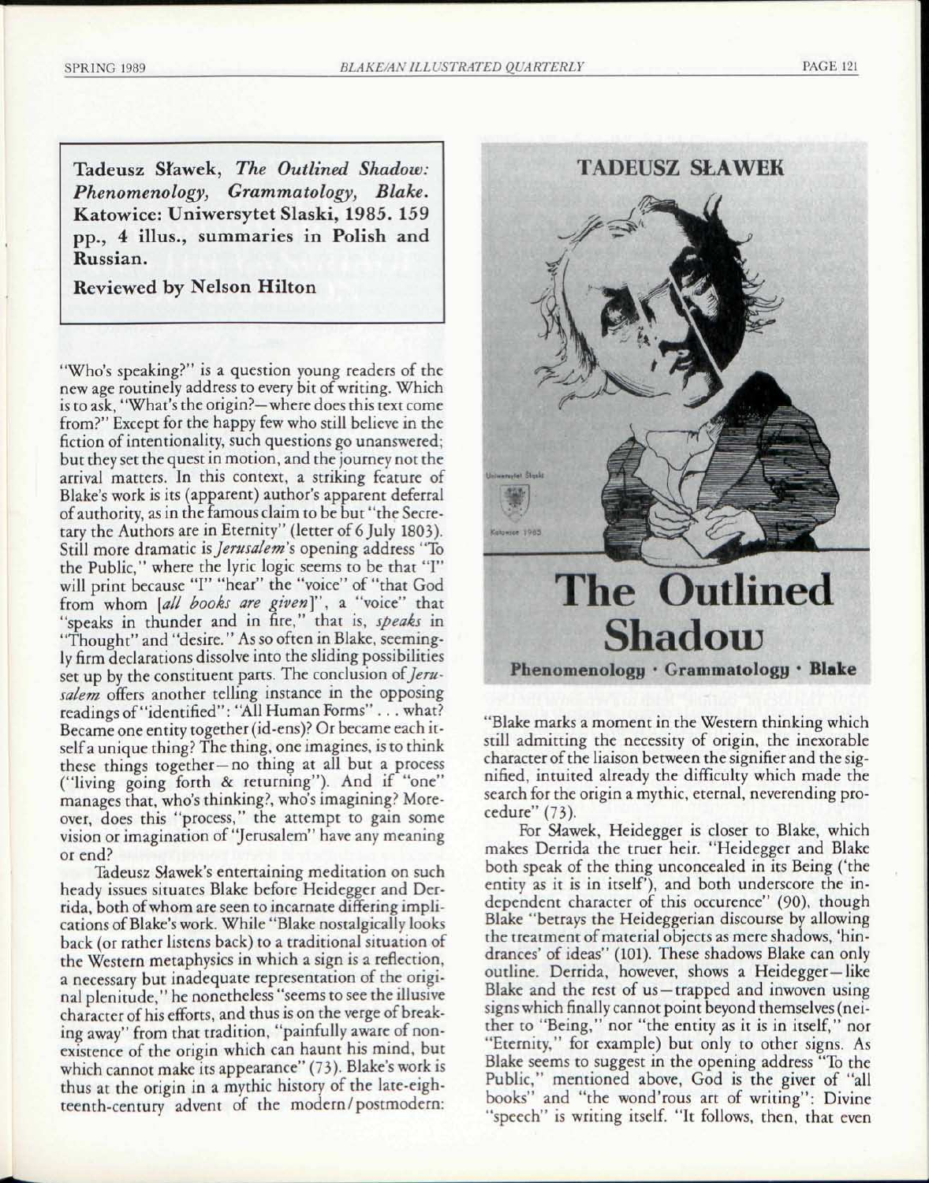**Tadeusz Sławek, *The Outlined Shadow: Phenomenology, Grammatology, Blake*. Katowice: Uniwersytet Slaski, 1985. 159 pp., 4 illus., summaries in Polish and Russian.**

**Reviewed by Nelson Hilton**

"Who's speaking?" is a question young readers of the new age routinely address to every bit of writing. Which is to ask, "What's the origin?—where does this text come from?" Except for the happy few who still believe in the fiction of intentionality, such questions go unanswered; but they set the quest in motion, and the journey not the arrival matters. In this context, a striking feature of Blake's work is its (apparent) author's apparent deferral of authority, as in the famous claim to be but "the Secretary the Authors are in Eternity" (letter of 6 July 1803). Still more dramatic is *Jerusalem*'s opening address "To the Public," where the lyric logic seems to be that "I" will print because "I" "hear" the "voice" of "that God from whom [*all books are given*]", a "voice" that "speaks in thunder and in fire," that is, *speaks* in "Thought" and "desire." As so often in Blake, seemingly firm declarations dissolve into the sliding possibilities set up by the constituent parts. The conclusion of *Jerusalem* offers another telling instance in the opposing readings of "identified": "All Human Forms" . . . what? Became one entity together (id-ens)? Or became each itself a unique thing? The thing, one imagines, is to think these things together—no thing at all but a process ("living going forth & returning"). And if "one" manages that, who's thinking?, who's imagining? Moreover, does this "process," the attempt to gain some vision or imagination of "Jerusalem" have any meaning or end?

Tadeusz Sławek's entertaining meditation on such heady issues situates Blake before Heidegger and Derrida, both of whom are seen to incarnate differing implications of Blake's work. While "Blake nostalgically looks back (or rather listens back) to a traditional situation of the Western metaphysics in which a sign is a reflection, a necessary but inadequate representation of the original plenitude," he nonetheless "seems to see the illusive character of his efforts, and thus is on the verge of breaking away" from that tradition, "painfully aware of nonexistence of the origin which can haunt his mind, but which cannot make its appearance" (73). Blake's work is thus at the origin in a mythic history of the late-eighteenth-century advent of the modern/postmodern: "Blake marks a moment in the Western thinking which still admitting the necessity of origin, the inexorable character of the liaison between the signifier and the signified, intuited already the difficulty which made the search for the origin a mythic, eternal, neverending procedure" (73).

For Sławek, Heidegger is closer to Blake, which makes Derrida the truer heir. "Heidegger and Blake both speak of the thing unconcealed in its Being ('the entity as it is in itself'), and both underscore the independent character of this occurence" (90), though Blake "betrays the Heideggerian discourse by allowing the treatment of material objects as mere shadows, 'hindrances' of ideas" (101). These shadows Blake can only outline. Derrida, however, shows a Heidegger—like Blake and the rest of us—trapped and inwoven using signs which finally cannot point beyond themselves (neither to "Being," nor "the entity as it is in itself," nor "Eternity," for example) but only to other signs. As Blake seems to suggest in the opening address "To the Public," mentioned above, God is the giver of "all books" and "the wond'rous art of writing": Divine "speech" is writing itself. "It follows, then, that even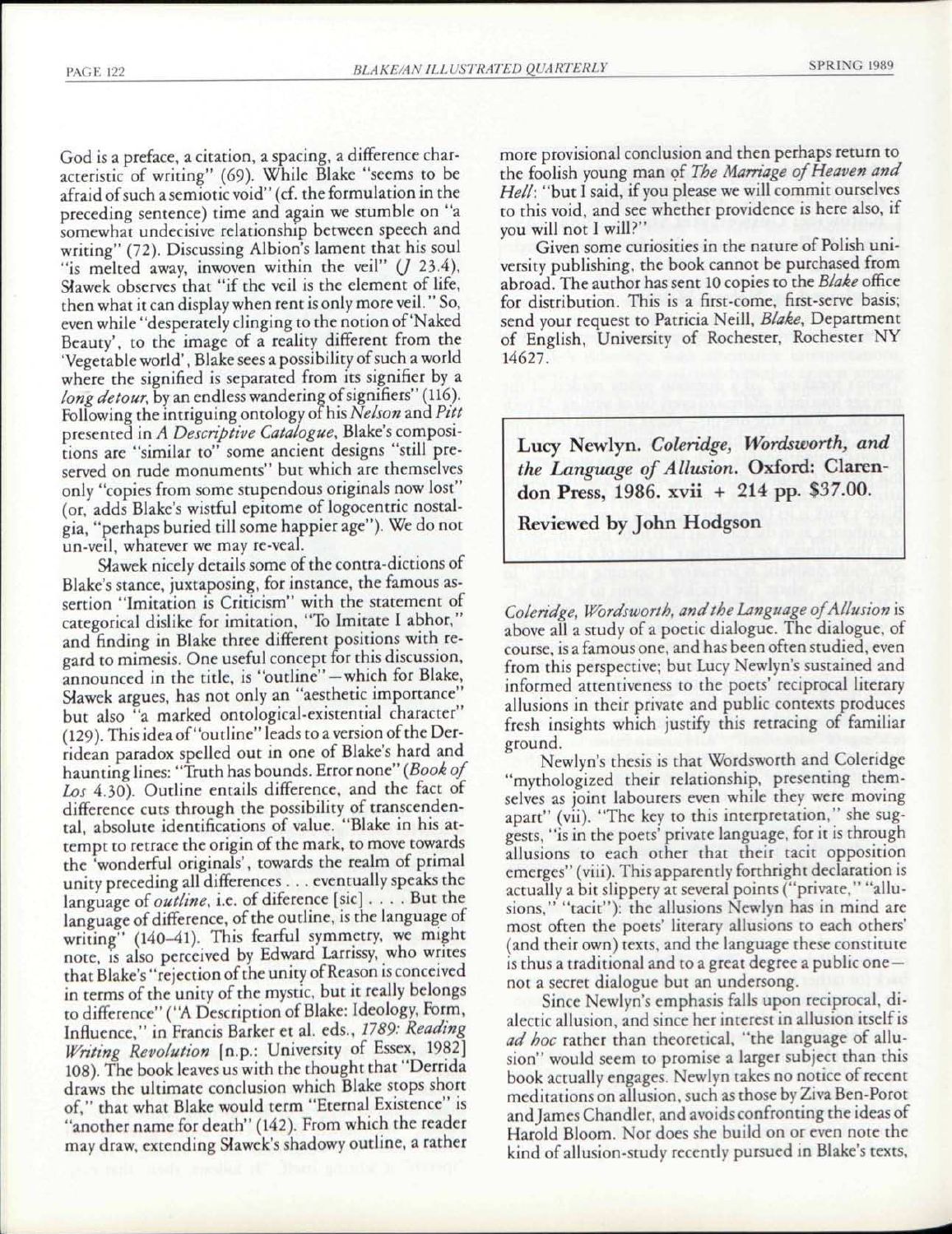God is a preface, a citation, a spacing, a difference characteristic of writing" (69). While Blake "seems to be afraid of such a semiotic void" (cf. the formulation in the preceding sentence) time and again we stumble on "a somewhat undecisive relationship between speech and writing" (72). Discussing Albion's lament that his soul "is melted away, inwoven within the veil" (*J* 23.4), Sławek observes that "if the veil is the element of life, then what it can display when rent is only more veil." So, even while "desperately clinging to the notion of 'Naked Beauty', to the image of a reality different from the 'Vegetable world', Blake sees a possibility of such a world where the signified is separated from its signifier by a *long detour*, by an endless wandering of signifiers" (116). Following the intriguing ontology of his *Nelson* and *Pitt* presented in *A Descriptive Catalogue*, Blake's compositions are "similar to" some ancient designs "still preserved on rude monuments" but which are themselves only "copies from some stupendous originals now lost" (or, adds Blake's wistful epitome of logocentric nostalgia, "perhaps buried till some happier age"). We do not un-veil, whatever we may re-veal.

Sławek nicely details some of the contra-dictions of Blake's stance, juxtaposing, for instance, the famous assertion "Imitation is Criticism" with the statement of categorical dislike for imitation, "To Imitate I abhor," and finding in Blake three different positions with regard to mimesis. One useful concept for this discussion, announced in the title, is "outline"—which for Blake, Sławek argues, has not only an "aesthetic importance" but also "a marked ontological-existential character" (129). This idea of "outline" leads to a version of the Derridean paradox spelled out in one of Blake's hard and haunting lines: "Truth has bounds. Error none" (*Book of Los* 4.30). Outline entails difference, and the fact of difference cuts through the possibility of transcendental, absolute identifications of value. "Blake in his attempt to retrace the origin of the mark, to move towards the 'wonderful originals', towards the realm of primal unity preceding all differences . . . eventually speaks the language of *outline*, i.e. of diference [sic] . . . . But the language of difference, of the outline, is the language of writing" (140-41). This fearful symmetry, we might note, is also perceived by Edward Larrissy, who writes that Blake's "rejection of the unity of Reason is conceived in terms of the unity of the mystic, but it really belongs to difference" ("A Description of Blake: Ideology, Form, Influence," in Francis Barker et al. eds., *1789: Reading Writing Revolution* [n.p.: University of Essex, 1982] 108). The book leaves us with the thought that "Derrida draws the ultimate conclusion which Blake stops short of," that what Blake would term "Eternal Existence" is "another name for death" (142). From which the reader may draw, extending Sławek's shadowy outline, a rather more provisional conclusion and then perhaps return to the foolish young man of *The Marriage of Heaven and Hell*: "but I said, if you please we will commit ourselves to this void, and see whether providence is here also, if you will not I will?"

Given some curiosities in the nature of Polish university publishing, the book cannot be purchased from abroad. The author has sent 10 copies to the *Blake* office for distribution. This is a first-come, first-serve basis; send your request to Patricia Neill, *Blake*, Department of English, University of Rochester, Rochester NY 14627.

**Lucy Newlyn. *Coleridge, Wordsworth, and the Language of Allusion*. Oxford: Clarendon Press, 1986. xvii + 214 pp. $37.00.**

**Reviewed by John Hodgson**

*Coleridge, Wordsworth, and the Language of Allusion* is above all a study of a poetic dialogue. The dialogue, of course, is a famous one, and has been often studied, even from this perspective; but Lucy Newlyn's sustained and informed attentiveness to the poets' reciprocal literary allusions in their private and public contexts produces fresh insights which justify this retracing of familiar ground.

Newlyn's thesis is that Wordsworth and Coleridge "mythologized their relationship, presenting themselves as joint labourers even while they were moving apart" (vii). "The key to this interpretation," she suggests, "is in the poets' private language, for it is through allusions to each other that their tacit opposition emerges" (viii). This apparently forthright declaration is actually a bit slippery at several points ("private," "allusions," "tacit"): the allusions Newlyn has in mind are most often the poets' literary allusions to each others' (and their own) texts, and the language these constitute is thus a traditional and to a great degree a public one—not a secret dialogue but an undersong.

Since Newlyn's emphasis falls upon reciprocal, dialectic allusion, and since her interest in allusion itself is *ad hoc* rather than theoretical, "the language of allusion" would seem to promise a larger subject than this book actually engages. Newlyn takes no notice of recent meditations on allusion, such as those by Ziva Ben-Porot and James Chandler, and avoids confronting the ideas of Harold Bloom. Nor does she build on or even note the kind of allusion-study recently pursued in Blake's texts,